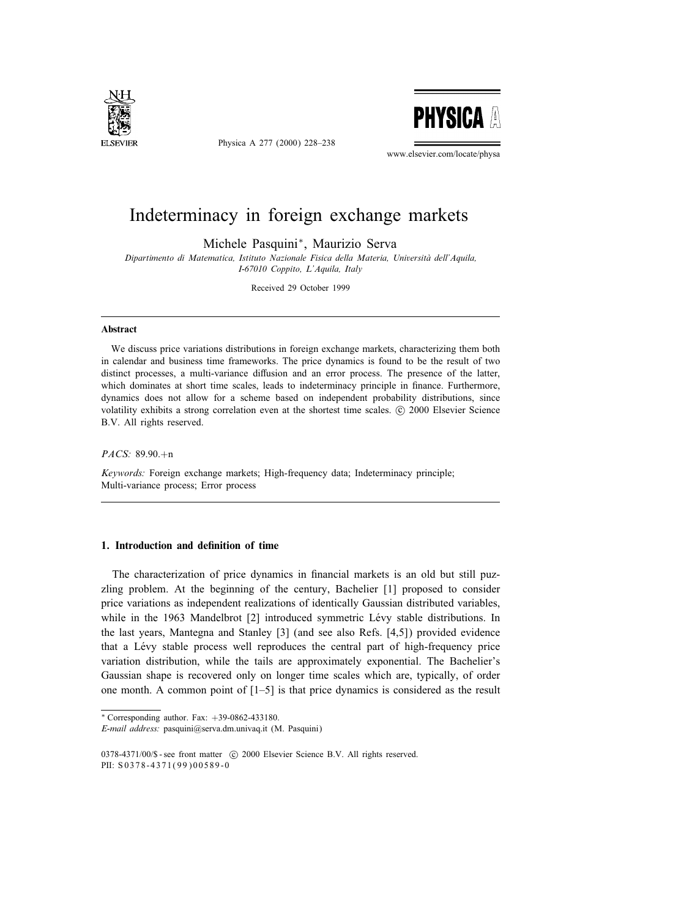# Indeterminacy in foreign exchange markets

Michele Pasquini*, Maurizio Serva

*Dipartimento di Matematica, Istituto Nazionale Fisica della Materia, Università dell'Aquila, I-67010 Coppito, L'Aquila, Italy*

Received 29 October 1999

## Abstract

We discuss price variations distributions in foreign exchange markets, characterizing them both in calendar and business time frameworks. The price dynamics is found to be the result of two distinct processes, a multi-variance diffusion and an error process. The presence of the latter, which dominates at short time scales, leads to indeterminacy principle in finance. Furthermore, dynamics does not allow for a scheme based on independent probability distributions, since volatility exhibits a strong correlation even at the shortest time scales. © 2000 Elsevier Science B.V. All rights reserved.

*PACS:* 89.90.+n

*Keywords:* Foreign exchange markets; High-frequency data; Indeterminacy principle; Multi-variance process; Error process

## 1. Introduction and definition of time

The characterization of price dynamics in financial markets is an old but still puzzling problem. At the beginning of the century, Bachelier [1] proposed to consider price variations as independent realizations of identically Gaussian distributed variables, while in the 1963 Mandelbrot [2] introduced symmetric Lévy stable distributions. In the last years, Mantegna and Stanley [3] (and see also Refs. [4,5]) provided evidence that a Lévy stable process well reproduces the central part of high-frequency price variation distribution, while the tails are approximately exponential. The Bachelier's Gaussian shape is recovered only on longer time scales which are, typically, of order one month. A common point of [1–5] is that price dynamics is considered as the result

---

* Corresponding author. Fax: +39-0862-433180.
*E-mail address:* pasquini@serva.dm.univaq.it (M. Pasquini)

0378-4371/00/$ - see front matter © 2000 Elsevier Science B.V. All rights reserved.
PII: S0378-4371(99)00589-0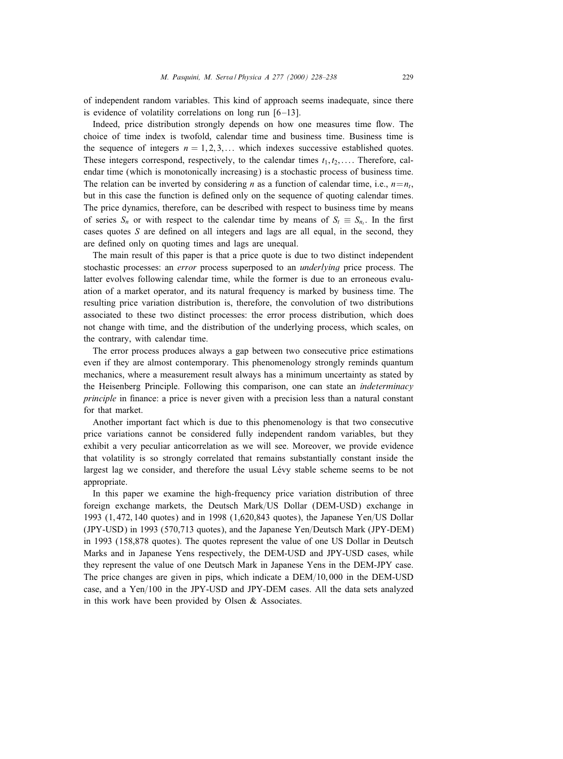of independent random variables. This kind of approach seems inadequate, since there is evidence of volatility correlations on long run [6–13].

Indeed, price distribution strongly depends on how one measures time flow. The choice of time index is twofold, calendar time and business time. Business time is the sequence of integers $n = 1, 2, 3, \ldots$ which indexes successive established quotes. These integers correspond, respectively, to the calendar times $t_1, t_2, \ldots$. Therefore, calendar time (which is monotonically increasing) is a stochastic process of business time. The relation can be inverted by considering $n$ as a function of calendar time, i.e., $n = n_t$, but in this case the function is defined only on the sequence of quoting calendar times. The price dynamics, therefore, can be described with respect to business time by means of series $S_n$ or with respect to the calendar time by means of $S_t \equiv S_{n_t}$. In the first cases quotes $S$ are defined on all integers and lags are all equal, in the second, they are defined only on quoting times and lags are unequal.

The main result of this paper is that a price quote is due to two distinct independent stochastic processes: an *error* process superposed to an *underlying* price process. The latter evolves following calendar time, while the former is due to an erroneous evaluation of a market operator, and its natural frequency is marked by business time. The resulting price variation distribution is, therefore, the convolution of two distributions associated to these two distinct processes: the error process distribution, which does not change with time, and the distribution of the underlying process, which scales, on the contrary, with calendar time.

The error process produces always a gap between two consecutive price estimations even if they are almost contemporary. This phenomenology strongly reminds quantum mechanics, where a measurement result always has a minimum uncertainty as stated by the Heisenberg Principle. Following this comparison, one can state an *indeterminacy principle* in finance: a price is never given with a precision less than a natural constant for that market.

Another important fact which is due to this phenomenology is that two consecutive price variations cannot be considered fully independent random variables, but they exhibit a very peculiar anticorrelation as we will see. Moreover, we provide evidence that volatility is so strongly correlated that remains substantially constant inside the largest lag we consider, and therefore the usual Lévy stable scheme seems to be not appropriate.

In this paper we examine the high-frequency price variation distribution of three foreign exchange markets, the Deutsch Mark/US Dollar (DEM-USD) exchange in 1993 (1,472,140 quotes) and in 1998 (1,620,843 quotes), the Japanese Yen/US Dollar (JPY-USD) in 1993 (570,713 quotes), and the Japanese Yen/Deutsch Mark (JPY-DEM) in 1993 (158,878 quotes). The quotes represent the value of one US Dollar in Deutsch Marks and in Japanese Yens respectively, the DEM-USD and JPY-USD cases, while they represent the value of one Deutsch Mark in Japanese Yens in the DEM-JPY case. The price changes are given in pips, which indicate a DEM/10,000 in the DEM-USD case, and a Yen/100 in the JPY-USD and JPY-DEM cases. All the data sets analyzed in this work have been provided by Olsen & Associates.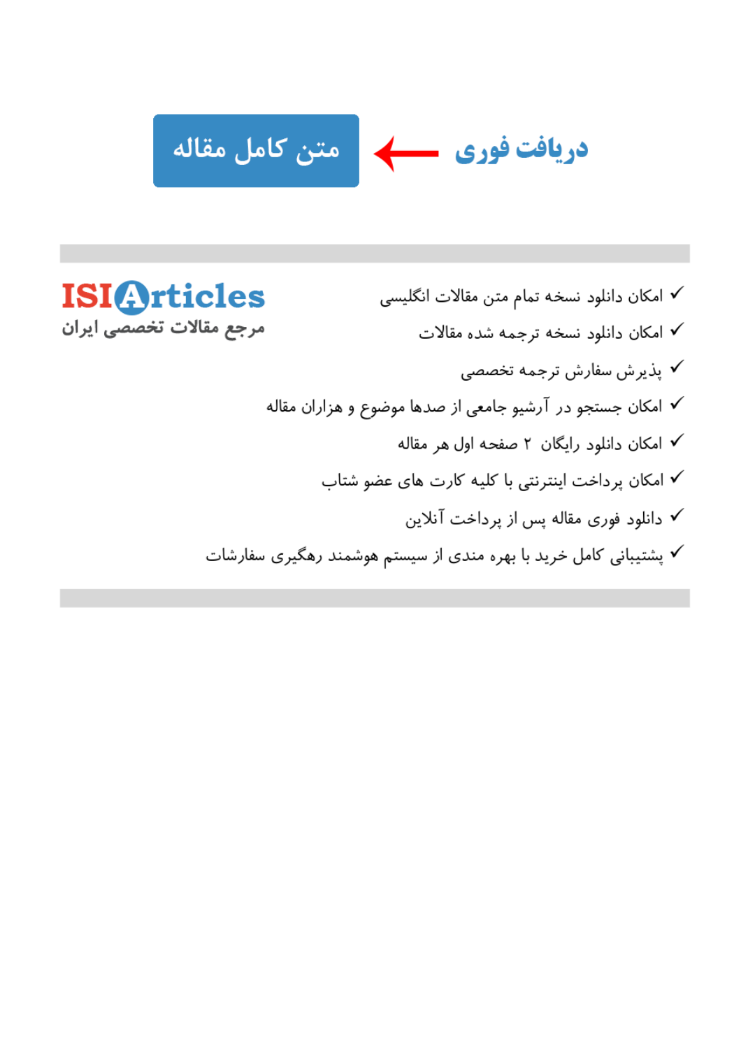دریافت فوری ← **متن کامل مقاله**

**ISIArticles**
مرجع مقالات تخصصی ایران

- ✓ امکان دانلود نسخه تمام متن مقالات انگلیسی
- ✓ امکان دانلود نسخه ترجمه شده مقالات
- ✓ پذیرش سفارش ترجمه تخصصی
- ✓ امکان جستجو در آرشیو جامعی از صدها موضوع و هزاران مقاله
- ✓ امکان دانلود رایگان ۲ صفحه اول هر مقاله
- ✓ امکان پرداخت اینترنتی با کلیه کارت های عضو شتاب
- ✓ دانلود فوری مقاله پس از پرداخت آنلاین
- ✓ پشتیبانی کامل خرید با بهره مندی از سیستم هوشمند رهگیری سفارشات